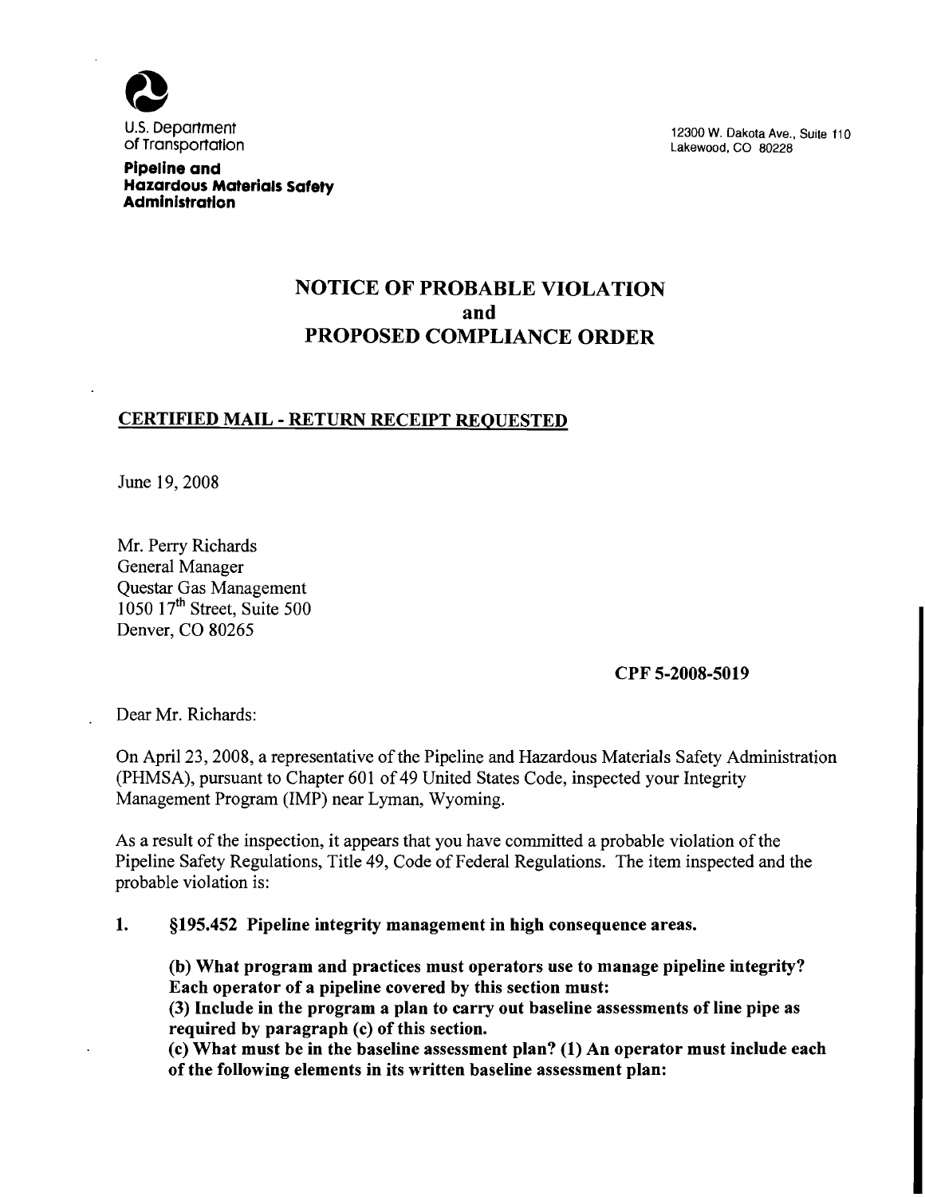U.S. Department of Transportation

**Pipeline and Hazardous Materials Safety Administration**

12300 W. Dakota Ave., Suite 110
Lakewood, CO 80228

# NOTICE OF PROBABLE VIOLATION and PROPOSED COMPLIANCE ORDER

**CERTIFIED MAIL - RETURN RECEIPT REQUESTED**

June 19, 2008

Mr. Perry Richards
General Manager
Questar Gas Management
1050 17th Street, Suite 500
Denver, CO 80265

**CPF 5-2008-5019**

Dear Mr. Richards:

On April 23, 2008, a representative of the Pipeline and Hazardous Materials Safety Administration (PHMSA), pursuant to Chapter 601 of 49 United States Code, inspected your Integrity Management Program (IMP) near Lyman, Wyoming.

As a result of the inspection, it appears that you have committed a probable violation of the Pipeline Safety Regulations, Title 49, Code of Federal Regulations. The item inspected and the probable violation is:

1. **§195.452 Pipeline integrity management in high consequence areas.**

   **(b) What program and practices must operators use to manage pipeline integrity? Each operator of a pipeline covered by this section must:**
   **(3) Include in the program a plan to carry out baseline assessments of line pipe as required by paragraph (c) of this section.**
   **(c) What must be in the baseline assessment plan? (1) An operator must include each of the following elements in its written baseline assessment plan:**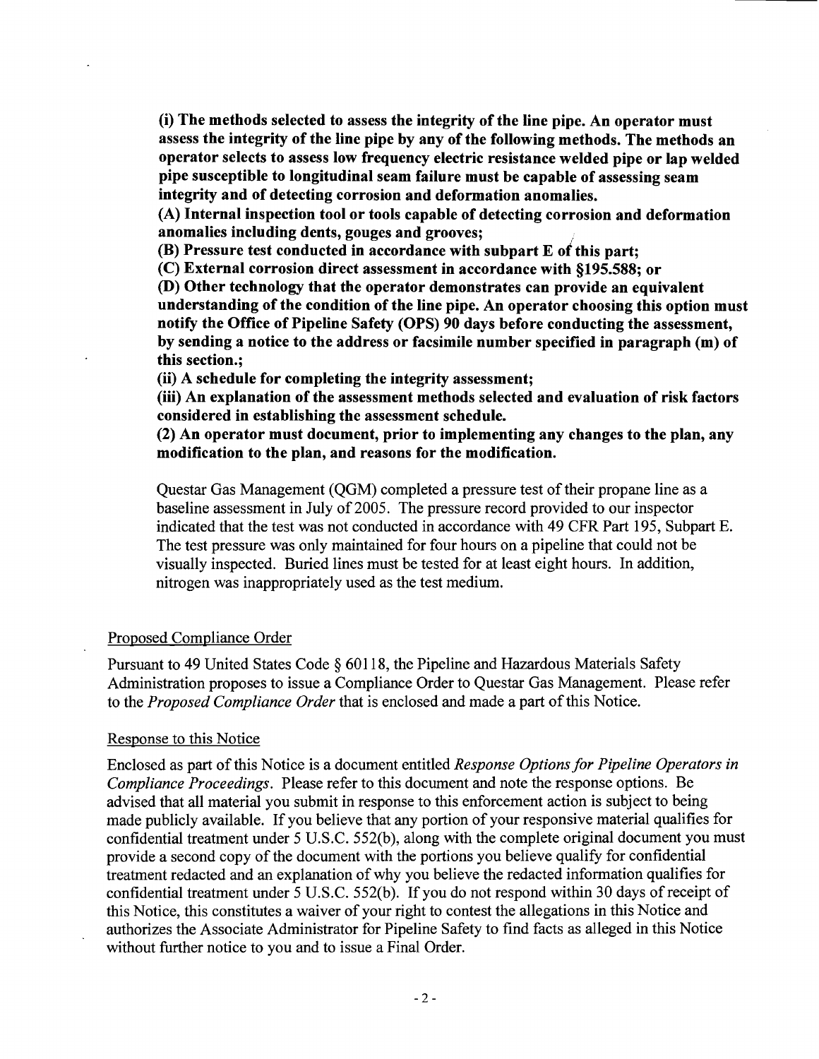**(i) The methods selected to assess the integrity of the line pipe. An operator must assess the integrity of the line pipe by any of the following methods. The methods an operator selects to assess low frequency electric resistance welded pipe or lap welded pipe susceptible to longitudinal seam failure must be capable of assessing seam integrity and of detecting corrosion and deformation anomalies.**

**(A) Internal inspection tool or tools capable of detecting corrosion and deformation anomalies including dents, gouges and grooves;**

**(B) Pressure test conducted in accordance with subpart E of this part;**

**(C) External corrosion direct assessment in accordance with §195.588; or**

**(D) Other technology that the operator demonstrates can provide an equivalent understanding of the condition of the line pipe. An operator choosing this option must notify the Office of Pipeline Safety (OPS) 90 days before conducting the assessment, by sending a notice to the address or facsimile number specified in paragraph (m) of this section.;**

**(ii) A schedule for completing the integrity assessment;**

**(iii) An explanation of the assessment methods selected and evaluation of risk factors considered in establishing the assessment schedule.**

**(2) An operator must document, prior to implementing any changes to the plan, any modification to the plan, and reasons for the modification.**

Questar Gas Management (QGM) completed a pressure test of their propane line as a baseline assessment in July of 2005. The pressure record provided to our inspector indicated that the test was not conducted in accordance with 49 CFR Part 195, Subpart E. The test pressure was only maintained for four hours on a pipeline that could not be visually inspected. Buried lines must be tested for at least eight hours. In addition, nitrogen was inappropriately used as the test medium.

## Proposed Compliance Order

Pursuant to 49 United States Code § 60118, the Pipeline and Hazardous Materials Safety Administration proposes to issue a Compliance Order to Questar Gas Management. Please refer to the *Proposed Compliance Order* that is enclosed and made a part of this Notice.

## Response to this Notice

Enclosed as part of this Notice is a document entitled *Response Options for Pipeline Operators in Compliance Proceedings*. Please refer to this document and note the response options. Be advised that all material you submit in response to this enforcement action is subject to being made publicly available. If you believe that any portion of your responsive material qualifies for confidential treatment under 5 U.S.C. 552(b), along with the complete original document you must provide a second copy of the document with the portions you believe qualify for confidential treatment redacted and an explanation of why you believe the redacted information qualifies for confidential treatment under 5 U.S.C. 552(b). If you do not respond within 30 days of receipt of this Notice, this constitutes a waiver of your right to contest the allegations in this Notice and authorizes the Associate Administrator for Pipeline Safety to find facts as alleged in this Notice without further notice to you and to issue a Final Order.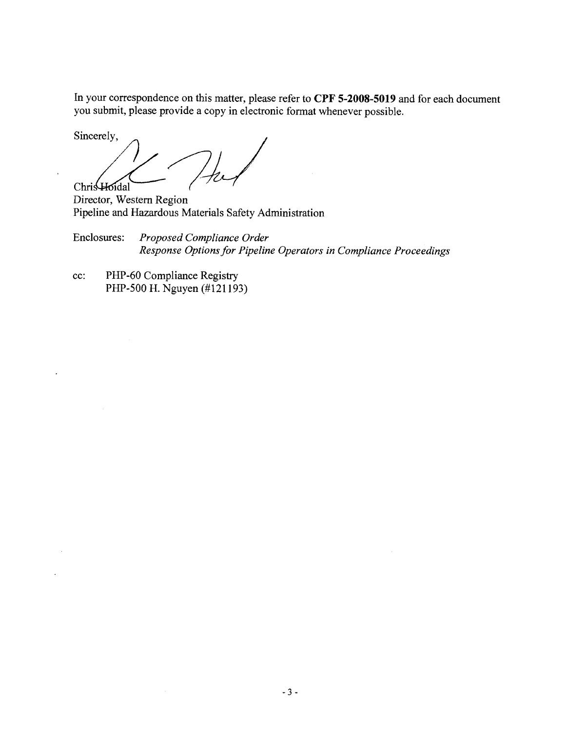In your correspondence on this matter, please refer to **CPF 5-2008-5019** and for each document you submit, please provide a copy in electronic format whenever possible.

Sincerely,

Chris Hoidal
Director, Western Region
Pipeline and Hazardous Materials Safety Administration

Enclosures: *Proposed Compliance Order*
*Response Options for Pipeline Operators in Compliance Proceedings*

cc: PHP-60 Compliance Registry
PHP-500 H. Nguyen (#121193)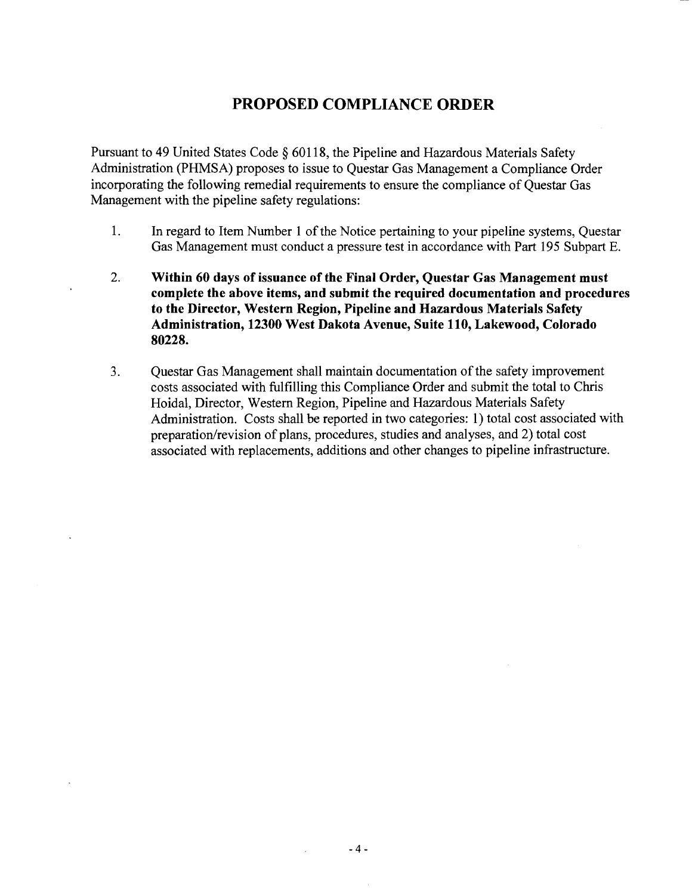# PROPOSED COMPLIANCE ORDER

Pursuant to 49 United States Code § 60118, the Pipeline and Hazardous Materials Safety Administration (PHMSA) proposes to issue to Questar Gas Management a Compliance Order incorporating the following remedial requirements to ensure the compliance of Questar Gas Management with the pipeline safety regulations:

1. In regard to Item Number 1 of the Notice pertaining to your pipeline systems, Questar Gas Management must conduct a pressure test in accordance with Part 195 Subpart E.

2. **Within 60 days of issuance of the Final Order, Questar Gas Management must complete the above items, and submit the required documentation and procedures to the Director, Western Region, Pipeline and Hazardous Materials Safety Administration, 12300 West Dakota Avenue, Suite 110, Lakewood, Colorado 80228.**

3. Questar Gas Management shall maintain documentation of the safety improvement costs associated with fulfilling this Compliance Order and submit the total to Chris Hoidal, Director, Western Region, Pipeline and Hazardous Materials Safety Administration. Costs shall be reported in two categories: 1) total cost associated with preparation/revision of plans, procedures, studies and analyses, and 2) total cost associated with replacements, additions and other changes to pipeline infrastructure.